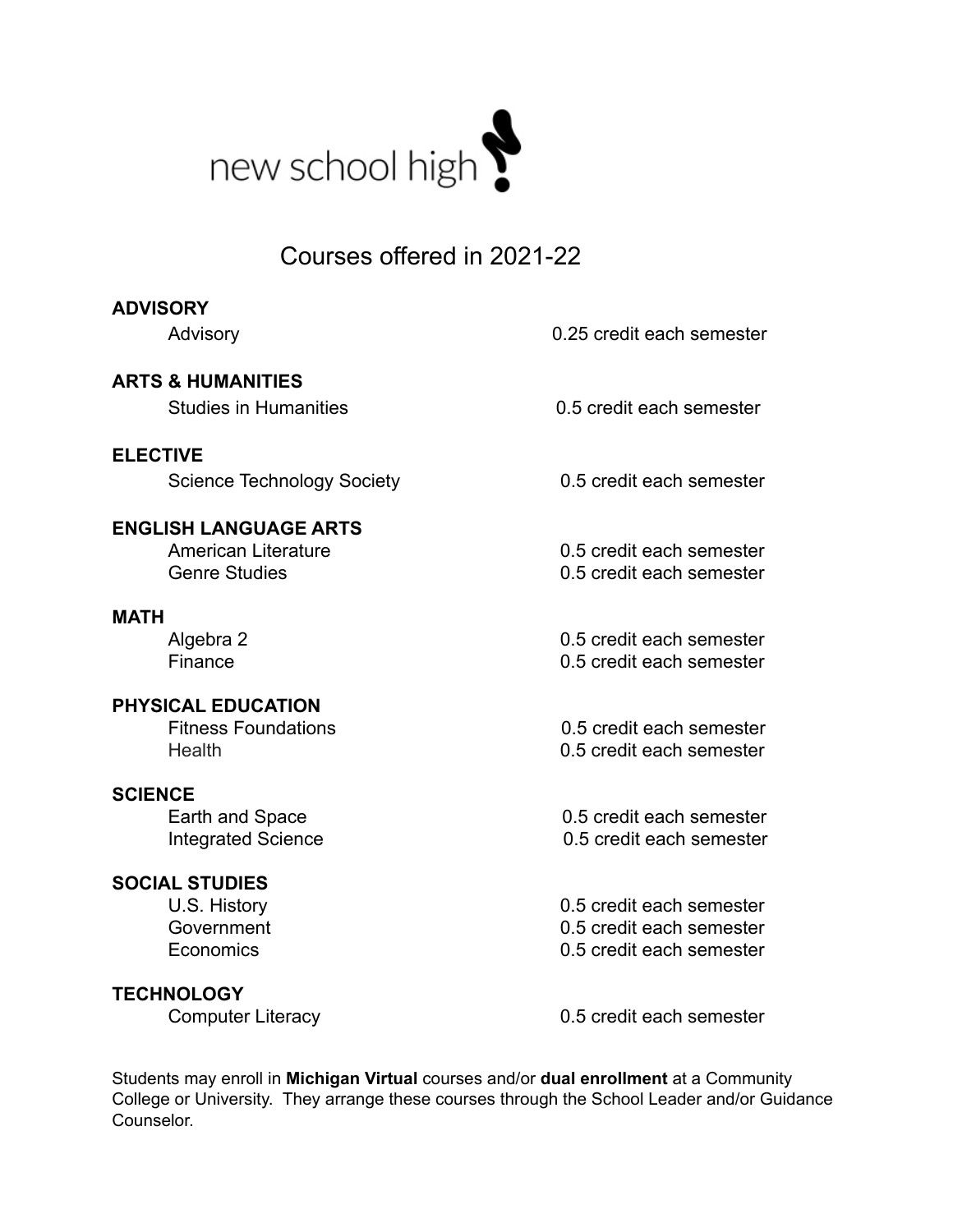new school high

# Courses offered in 2021-22

| | |
|---|---|
| **ADVISORY** | |
| Advisory | 0.25 credit each semester |
| **ARTS & HUMANITIES** | |
| Studies in Humanities | 0.5 credit each semester |
| **ELECTIVE** | |
| Science Technology Society | 0.5 credit each semester |
| **ENGLISH LANGUAGE ARTS** | |
| American Literature | 0.5 credit each semester |
| Genre Studies | 0.5 credit each semester |
| **MATH** | |
| Algebra 2 | 0.5 credit each semester |
| Finance | 0.5 credit each semester |
| **PHYSICAL EDUCATION** | |
| Fitness Foundations | 0.5 credit each semester |
| Health | 0.5 credit each semester |
| **SCIENCE** | |
| Earth and Space | 0.5 credit each semester |
| Integrated Science | 0.5 credit each semester |
| **SOCIAL STUDIES** | |
| U.S. History | 0.5 credit each semester |
| Government | 0.5 credit each semester |
| Economics | 0.5 credit each semester |
| **TECHNOLOGY** | |
| Computer Literacy | 0.5 credit each semester |

Students may enroll in **Michigan Virtual** courses and/or **dual enrollment** at a Community College or University. They arrange these courses through the School Leader and/or Guidance Counselor.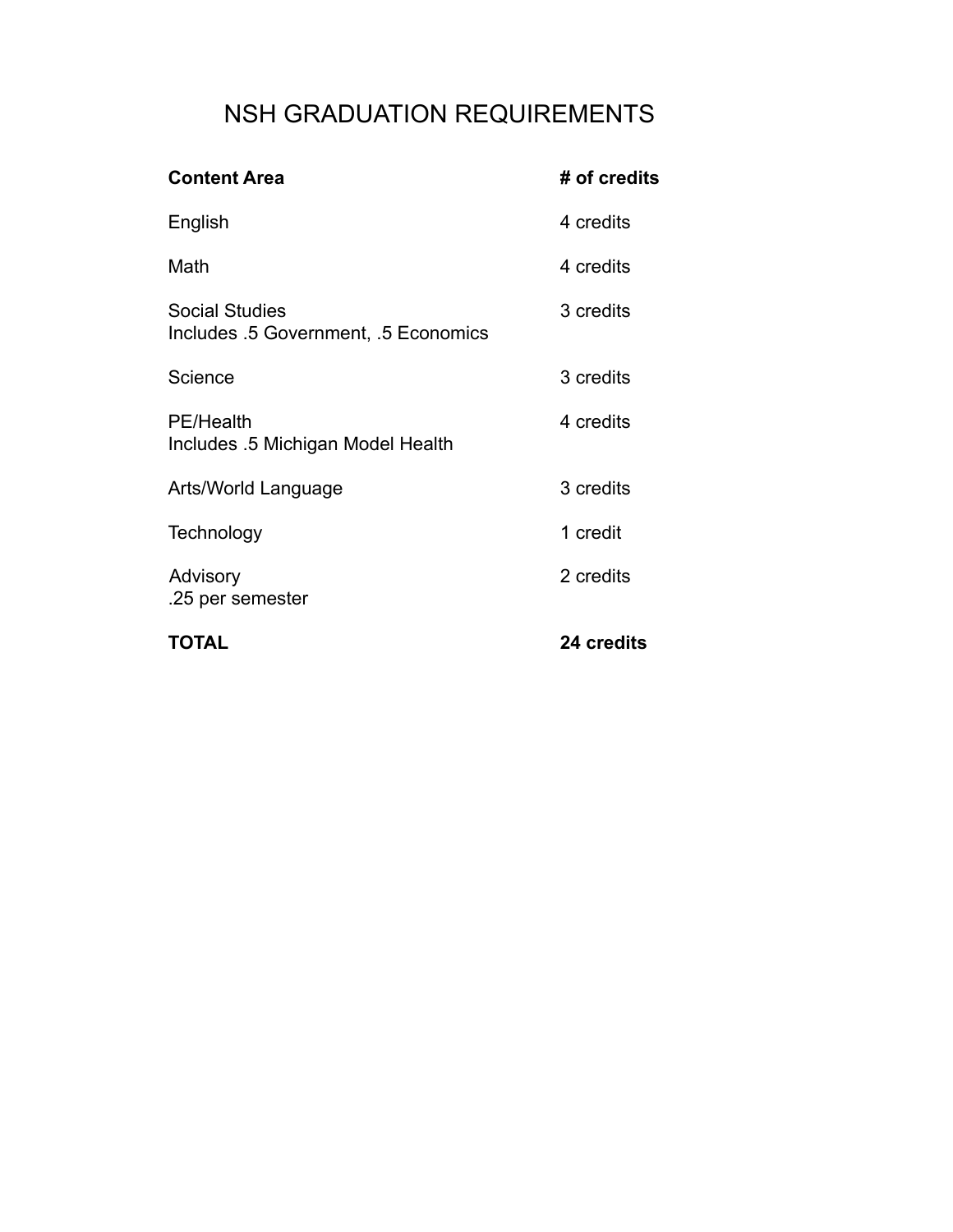# NSH GRADUATION REQUIREMENTS

| Content Area | # of credits |
| --- | --- |
| English | 4 credits |
| Math | 4 credits |
| Social Studies<br>Includes .5 Government, .5 Economics | 3 credits |
| Science | 3 credits |
| PE/Health<br>Includes .5 Michigan Model Health | 4 credits |
| Arts/World Language | 3 credits |
| Technology | 1 credit |
| Advisory<br>.25 per semester | 2 credits |
| **TOTAL** | **24 credits** |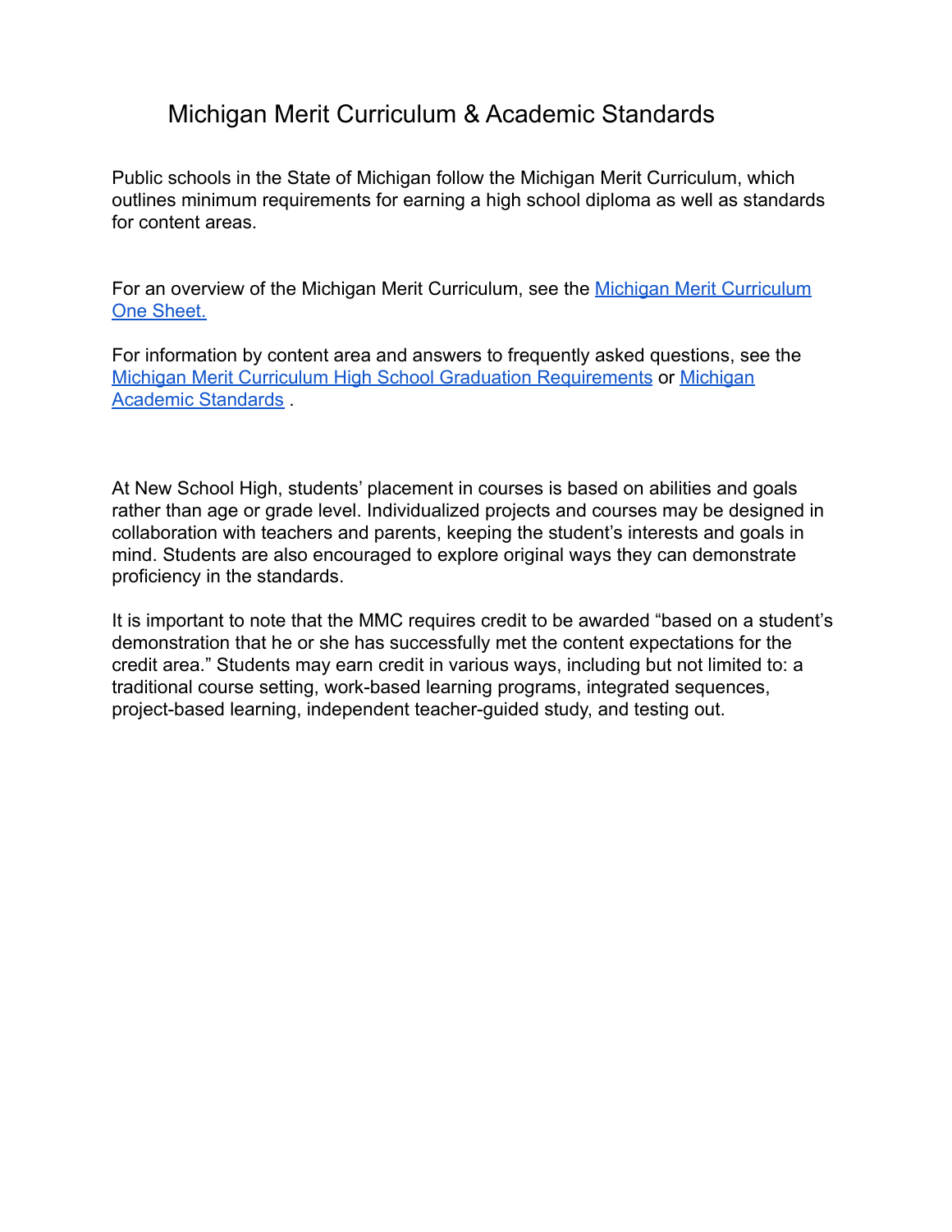# Michigan Merit Curriculum & Academic Standards

Public schools in the State of Michigan follow the Michigan Merit Curriculum, which outlines minimum requirements for earning a high school diploma as well as standards for content areas.

For an overview of the Michigan Merit Curriculum, see the Michigan Merit Curriculum One Sheet.

For information by content area and answers to frequently asked questions, see the Michigan Merit Curriculum High School Graduation Requirements or Michigan Academic Standards .

At New School High, students' placement in courses is based on abilities and goals rather than age or grade level. Individualized projects and courses may be designed in collaboration with teachers and parents, keeping the student's interests and goals in mind. Students are also encouraged to explore original ways they can demonstrate proficiency in the standards.

It is important to note that the MMC requires credit to be awarded "based on a student's demonstration that he or she has successfully met the content expectations for the credit area." Students may earn credit in various ways, including but not limited to: a traditional course setting, work-based learning programs, integrated sequences, project-based learning, independent teacher-guided study, and testing out.